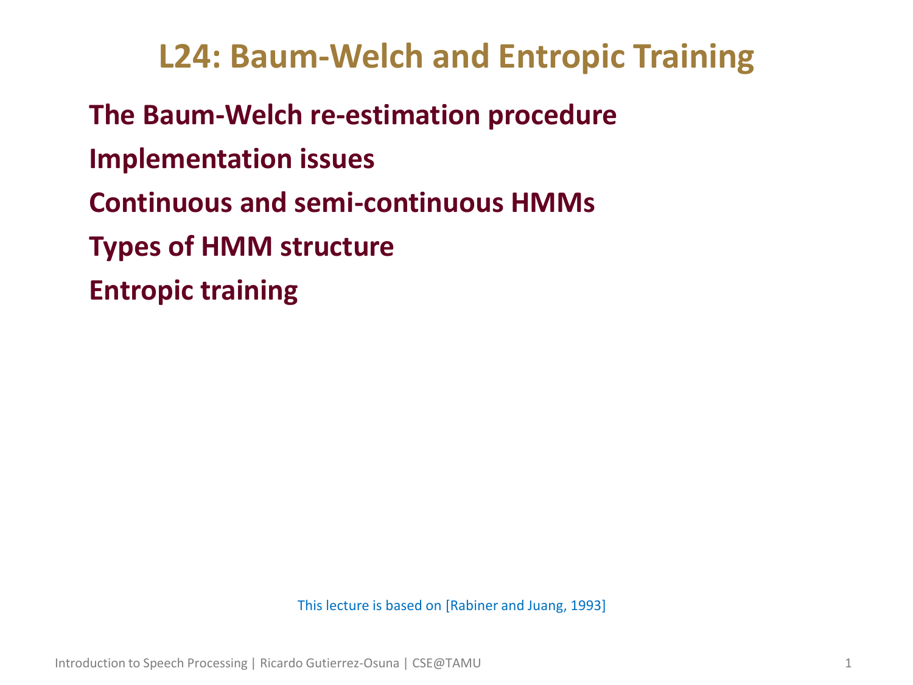# L24: Baum-Welch and Entropic Training

- The Baum-Welch re-estimation procedure
- Implementation issues
- Continuous and semi-continuous HMMs
- Types of HMM structure
- Entropic training

This lecture is based on [Rabiner and Juang, 1993]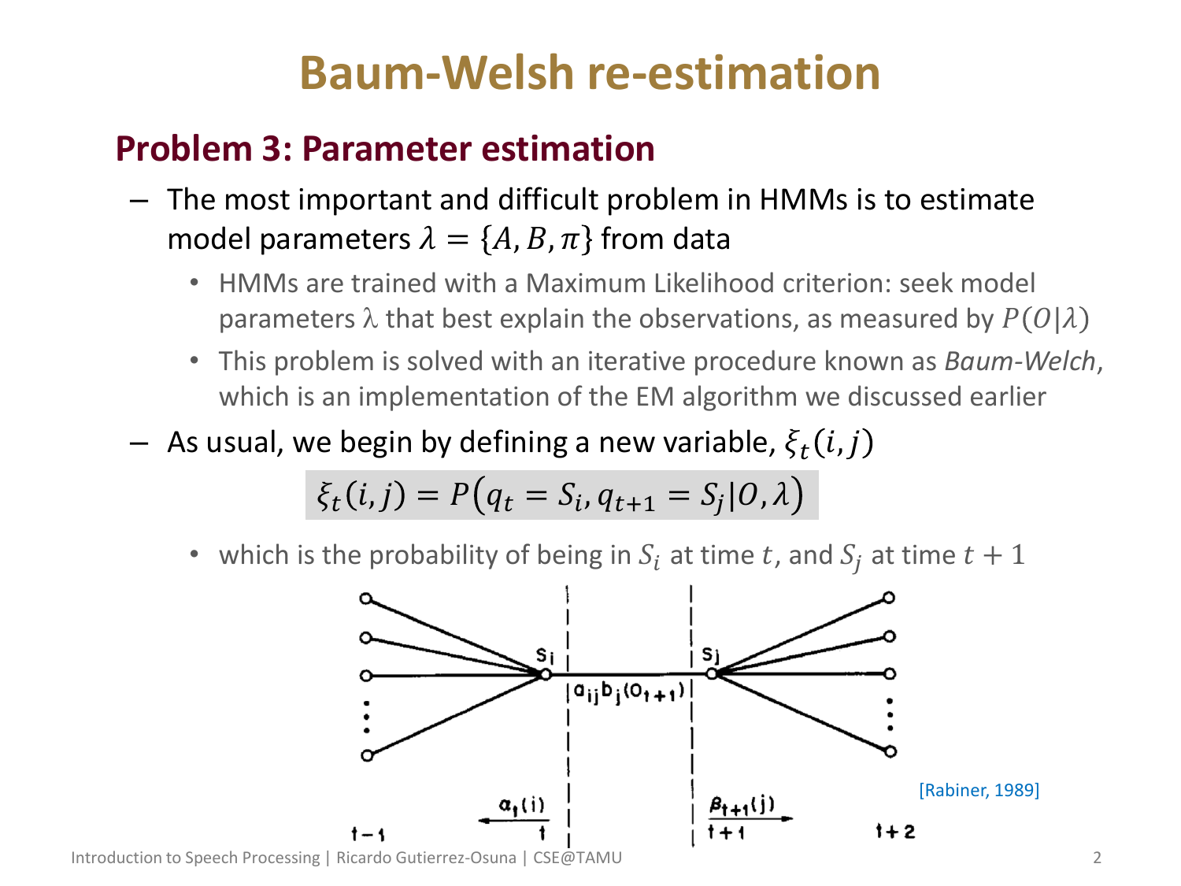# Baum-Welsh re-estimation

## Problem 3: Parameter estimation

- The most important and difficult problem in HMMs is to estimate model parameters $\lambda = \{A, B, \pi\}$ from data
  - HMMs are trained with a Maximum Likelihood criterion: seek model parameters λ that best explain the observations, as measured by $P(O|\lambda)$
  - This problem is solved with an iterative procedure known as *Baum-Welch*, which is an implementation of the EM algorithm we discussed earlier
- As usual, we begin by defining a new variable, $\xi_t(i,j)$

$$\xi_t(i,j) = P\left(q_t = S_i, q_{t+1} = S_j | O, \lambda\right)$$

  - which is the probability of being in $S_i$ at time $t$, and $S_j$ at time $t+1$

[Rabiner, 1989]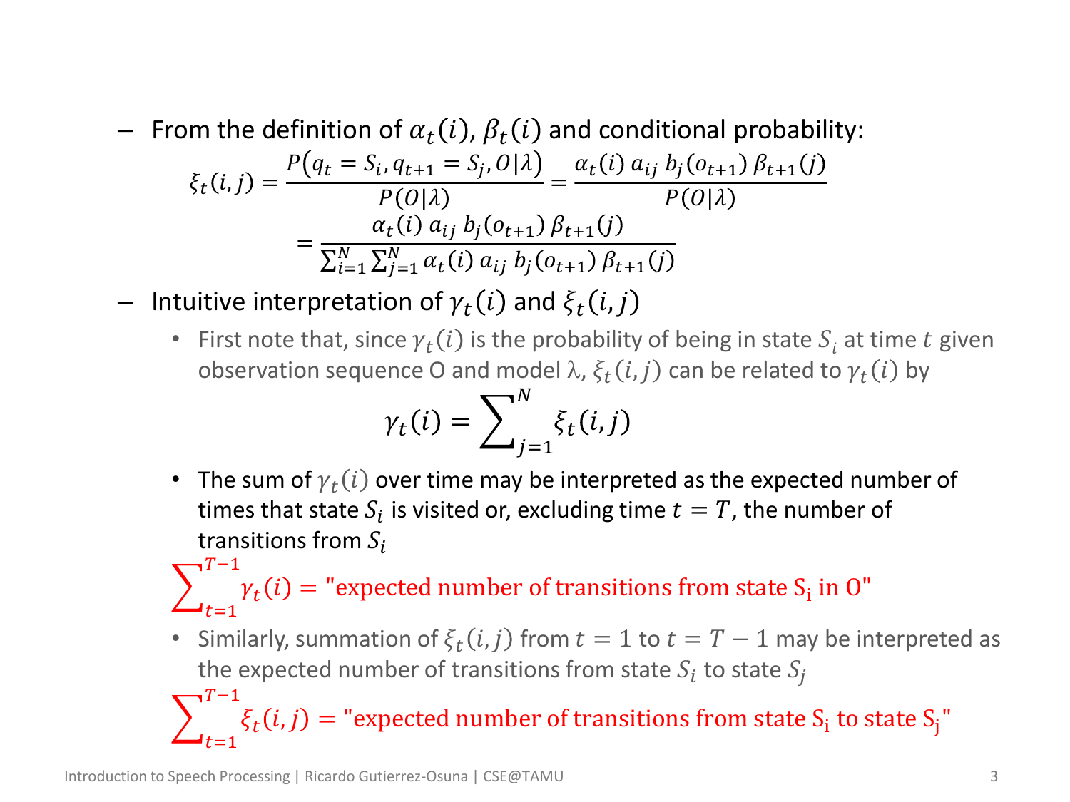- From the definition of $\alpha_t(i)$, $\beta_t(i)$ and conditional probability:

$$\xi_t(i,j) = \frac{P\left(q_t = S_i, q_{t+1} = S_j, O|\lambda\right)}{P(O|\lambda)} = \frac{\alpha_t(i)\, a_{ij}\, b_j(o_{t+1})\, \beta_{t+1}(j)}{P(O|\lambda)}$$

$$= \frac{\alpha_t(i)\, a_{ij}\, b_j(o_{t+1})\, \beta_{t+1}(j)}{\sum_{i=1}^{N}\sum_{j=1}^{N} \alpha_t(i)\, a_{ij}\, b_j(o_{t+1})\, \beta_{t+1}(j)}$$

- Intuitive interpretation of $\gamma_t(i)$ and $\xi_t(i,j)$
  - First note that, since $\gamma_t(i)$ is the probability of being in state $S_i$ at time $t$ given observation sequence O and model λ, $\xi_t(i,j)$ can be related to $\gamma_t(i)$ by

$$\gamma_t(i) = \sum_{j=1}^{N} \xi_t(i,j)$$

  - The sum of $\gamma_t(i)$ over time may be interpreted as the expected number of times that state $S_i$ is visited or, excluding time $t = T$, the number of transitions from $S_i$

$$\sum_{t=1}^{T-1} \gamma_t(i) = \text{"expected number of transitions from state } \mathrm{S_i} \text{ in O"}$$

  - Similarly, summation of $\xi_t(i,j)$ from $t = 1$ to $t = T - 1$ may be interpreted as the expected number of transitions from state $S_i$ to state $S_j$

$$\sum_{t=1}^{T-1} \xi_t(i,j) = \text{"expected number of transitions from state } \mathrm{S_i} \text{ to state } \mathrm{S_j}\text{"}$$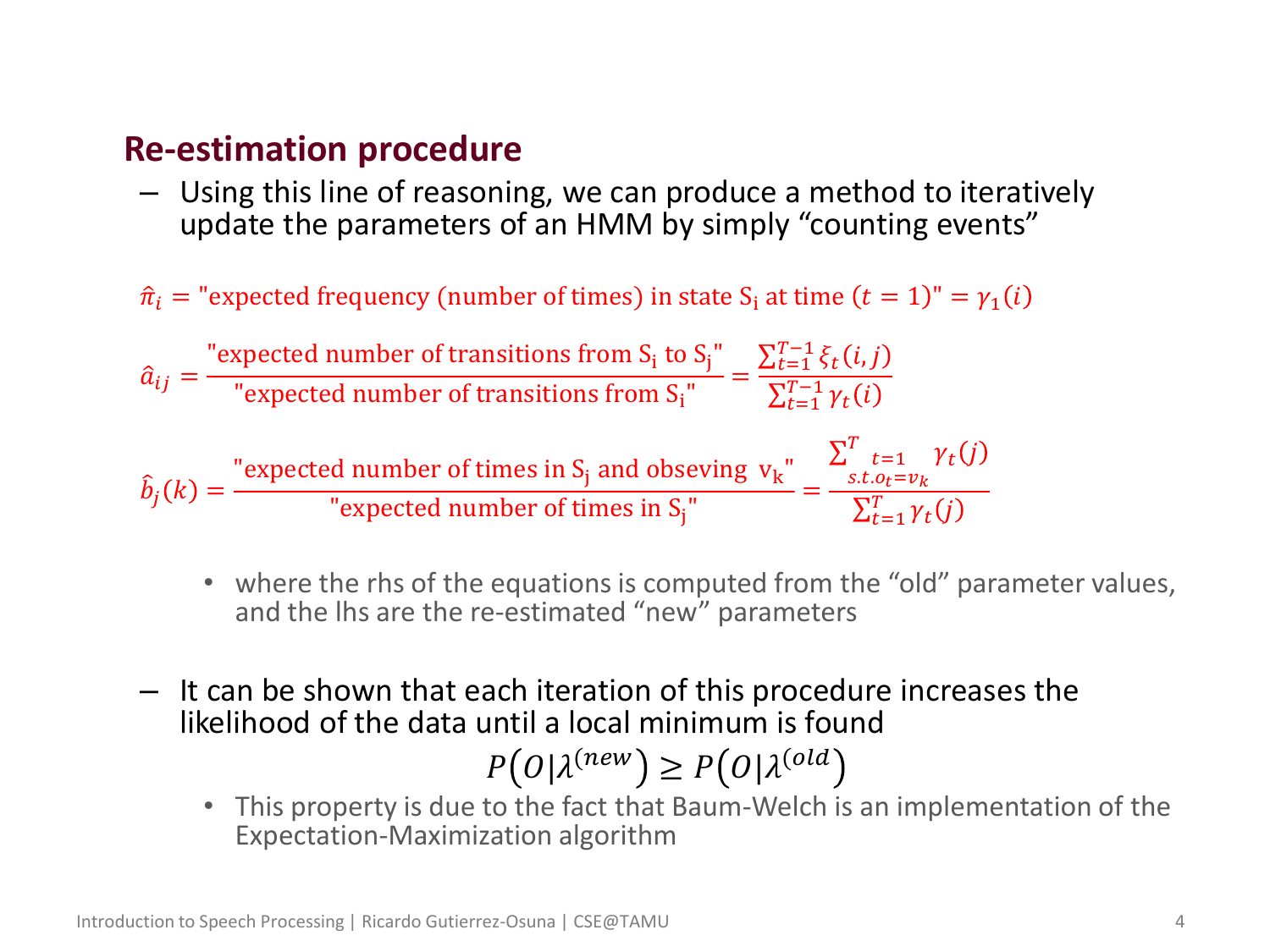## Re-estimation procedure

- Using this line of reasoning, we can produce a method to iteratively update the parameters of an HMM by simply "counting events"

$$\hat{\pi}_i = \text{"expected frequency (number of times) in state S}_\text{i}\text{ at time } (t=1)\text{"} = \gamma_1(i)$$

$$\hat{a}_{ij} = \frac{\text{"expected number of transitions from S}_\text{i}\text{ to S}_\text{j}\text{"}}{\text{"expected number of transitions from S}_\text{i}\text{"}} = \frac{\sum_{t=1}^{T-1} \xi_t(i,j)}{\sum_{t=1}^{T-1} \gamma_t(i)}$$

$$\hat{b}_j(k) = \frac{\text{"expected number of times in S}_\text{j}\text{ and obseving v}_\text{k}\text{"}}{\text{"expected number of times in S}_\text{j}\text{"}} = \frac{\sum_{\substack{t=1 \\ s.t. o_t = v_k}}^{T} \gamma_t(j)}{\sum_{t=1}^{T} \gamma_t(j)}$$

  - where the rhs of the equations is computed from the "old" parameter values, and the lhs are the re-estimated "new" parameters

- It can be shown that each iteration of this procedure increases the likelihood of the data until a local minimum is found

$$P\left(O|\lambda^{(new)}\right) \geq P\left(O|\lambda^{(old)}\right)$$

  - This property is due to the fact that Baum-Welch is an implementation of the Expectation-Maximization algorithm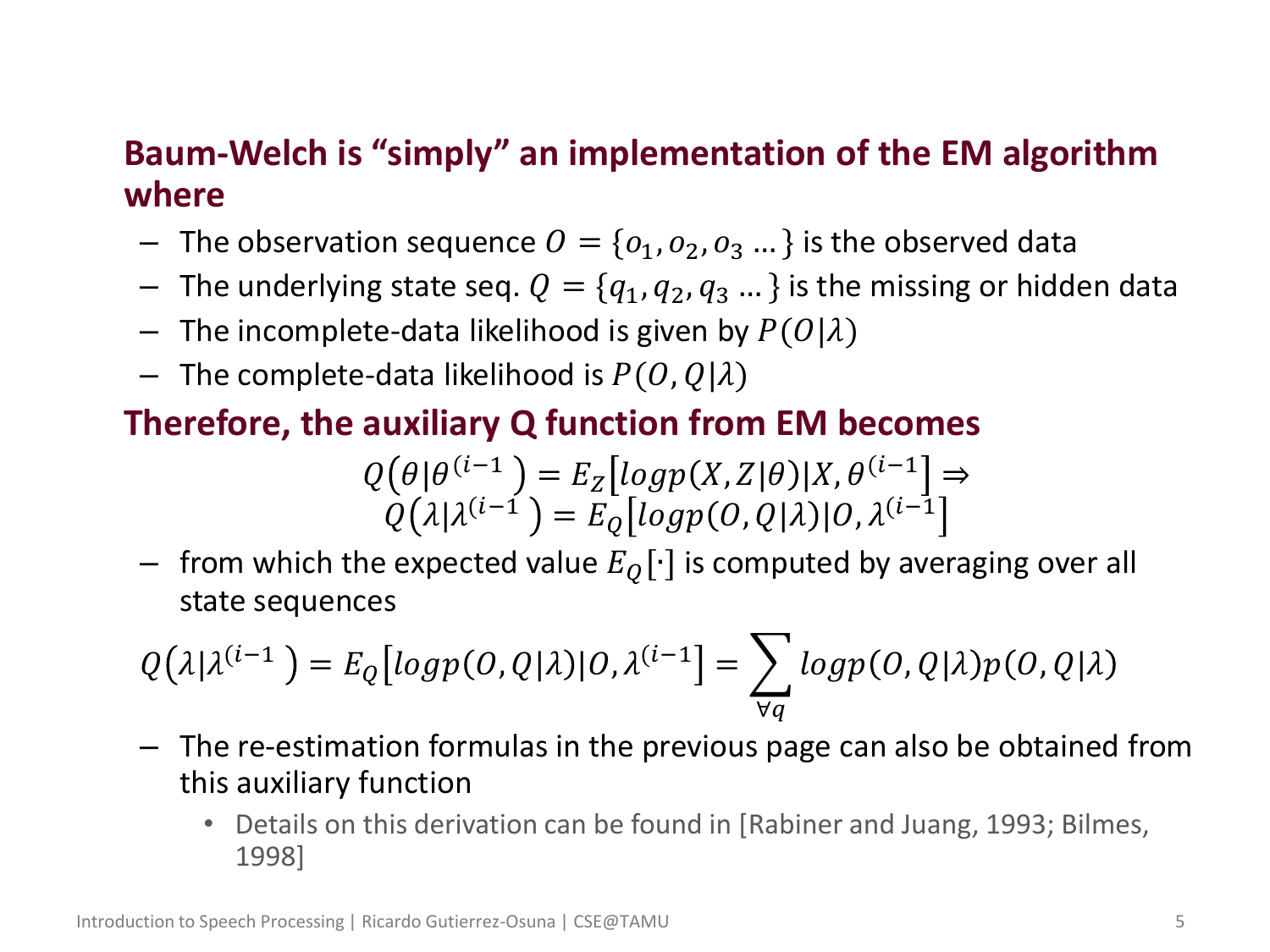## Baum-Welch is "simply" an implementation of the EM algorithm where

- The observation sequence $O = \{o_1, o_2, o_3 \ldots\}$ is the observed data
- The underlying state seq. $Q = \{q_1, q_2, q_3 \ldots\}$ is the missing or hidden data
- The incomplete-data likelihood is given by $P(O|\lambda)$
- The complete-data likelihood is $P(O, Q|\lambda)$

## Therefore, the auxiliary Q function from EM becomes

$$Q\left(\theta|\theta^{(i-1}\right) = E_Z\left[logp(X, Z|\theta)|X, \theta^{(i-1)}\right] \Rightarrow$$
$$Q\left(\lambda|\lambda^{(i-1}\right) = E_Q\left[logp(O, Q|\lambda)|O, \lambda^{(i-1)}\right]$$

- from which the expected value $E_Q[\cdot]$ is computed by averaging over all state sequences

$$Q\left(\lambda|\lambda^{(i-1}\right) = E_Q\left[logp(O, Q|\lambda)|O, \lambda^{(i-1)}\right] = \sum_{\forall q} logp(O, Q|\lambda)p(O, Q|\lambda)$$

- The re-estimation formulas in the previous page can also be obtained from this auxiliary function
  - Details on this derivation can be found in [Rabiner and Juang, 1993; Bilmes, 1998]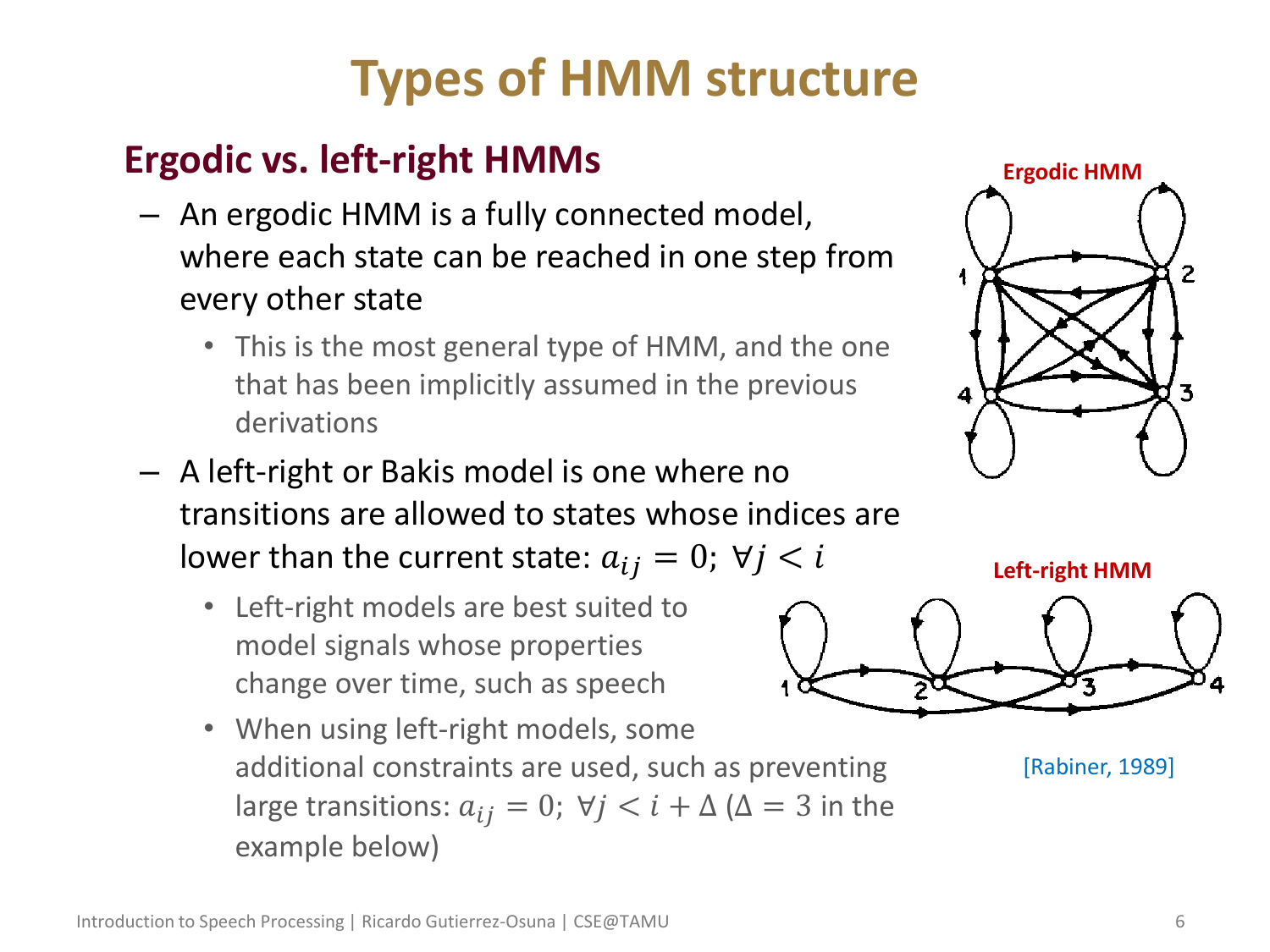# Types of HMM structure

## Ergodic vs. left-right HMMs

- An ergodic HMM is a fully connected model, where each state can be reached in one step from every other state
  - This is the most general type of HMM, and the one that has been implicitly assumed in the previous derivations
- A left-right or Bakis model is one where no transitions are allowed to states whose indices are lower than the current state: $a_{ij} = 0;\ \forall j < i$
  - Left-right models are best suited to model signals whose properties change over time, such as speech
  - When using left-right models, some additional constraints are used, such as preventing large transitions: $a_{ij} = 0;\ \forall j < i + \Delta$ ($\Delta = 3$ in the example below)

Ergodic HMM

Left-right HMM

[Rabiner, 1989]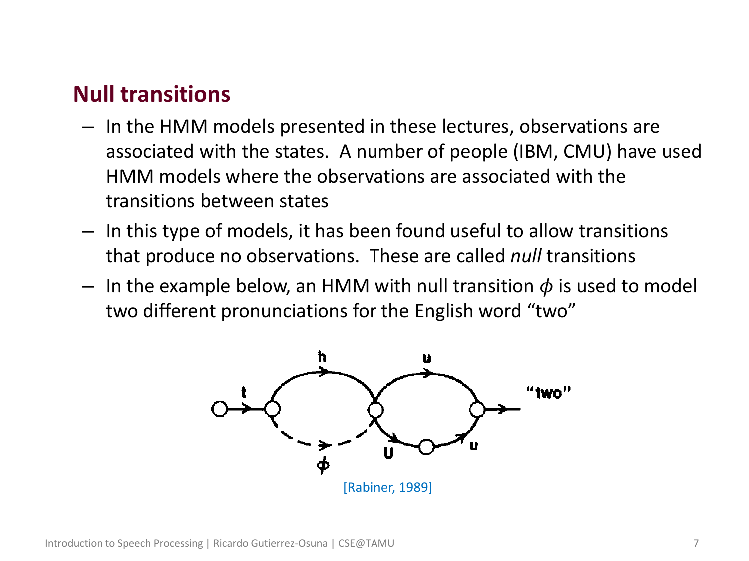## Null transitions

- In the HMM models presented in these lectures, observations are associated with the states. A number of people (IBM, CMU) have used HMM models where the observations are associated with the transitions between states
- In this type of models, it has been found useful to allow transitions that produce no observations. These are called *null* transitions
- In the example below, an HMM with null transition $\phi$ is used to model two different pronunciations for the English word "two"

[Rabiner, 1989]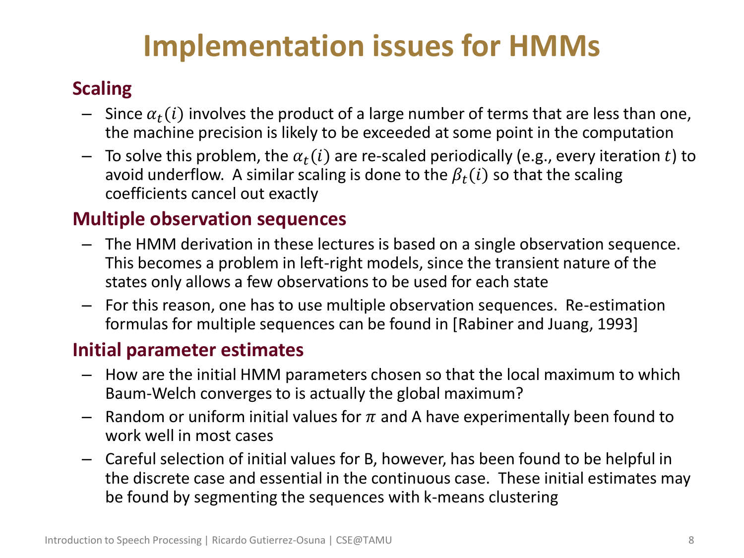# Implementation issues for HMMs

## Scaling

- Since $\alpha_t(i)$ involves the product of a large number of terms that are less than one, the machine precision is likely to be exceeded at some point in the computation
- To solve this problem, the $\alpha_t(i)$ are re-scaled periodically (e.g., every iteration $t$) to avoid underflow. A similar scaling is done to the $\beta_t(i)$ so that the scaling coefficients cancel out exactly

## Multiple observation sequences

- The HMM derivation in these lectures is based on a single observation sequence. This becomes a problem in left-right models, since the transient nature of the states only allows a few observations to be used for each state
- For this reason, one has to use multiple observation sequences. Re-estimation formulas for multiple sequences can be found in [Rabiner and Juang, 1993]

## Initial parameter estimates

- How are the initial HMM parameters chosen so that the local maximum to which Baum-Welch converges to is actually the global maximum?
- Random or uniform initial values for $\pi$ and A have experimentally been found to work well in most cases
- Careful selection of initial values for B, however, has been found to be helpful in the discrete case and essential in the continuous case. These initial estimates may be found by segmenting the sequences with k-means clustering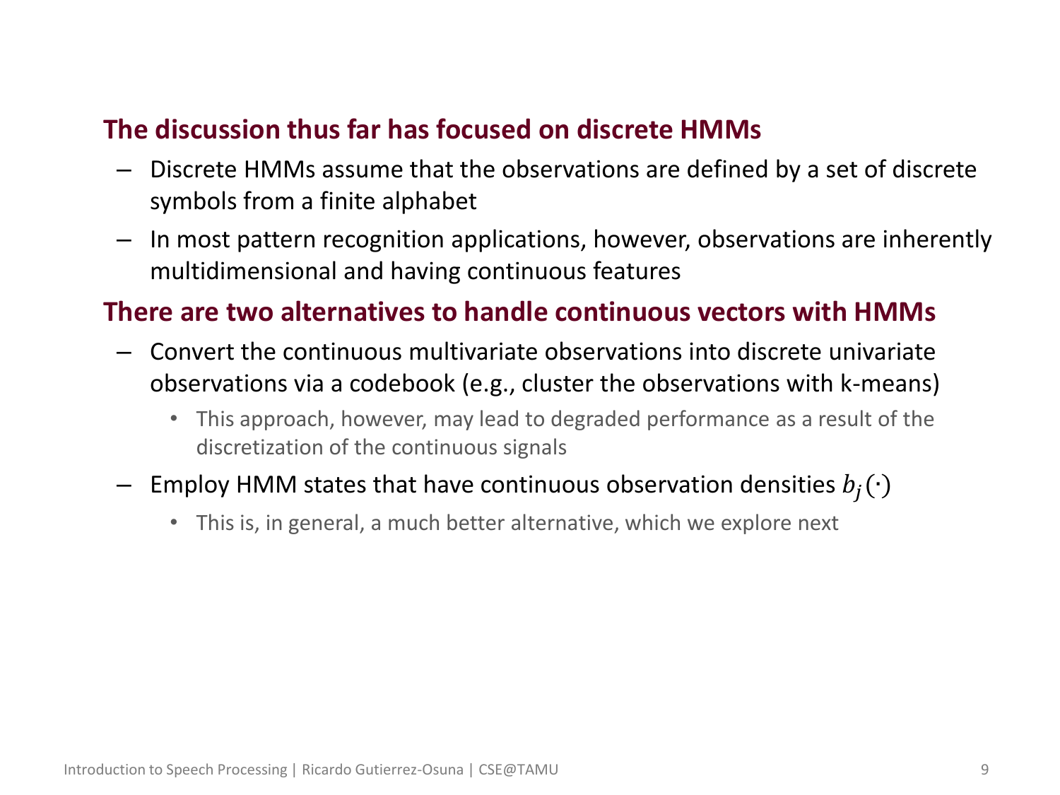**The discussion thus far has focused on discrete HMMs**

- Discrete HMMs assume that the observations are defined by a set of discrete symbols from a finite alphabet
- In most pattern recognition applications, however, observations are inherently multidimensional and having continuous features

**There are two alternatives to handle continuous vectors with HMMs**

- Convert the continuous multivariate observations into discrete univariate observations via a codebook (e.g., cluster the observations with k-means)
  - This approach, however, may lead to degraded performance as a result of the discretization of the continuous signals
- Employ HMM states that have continuous observation densities $b_j(\cdot)$
  - This is, in general, a much better alternative, which we explore next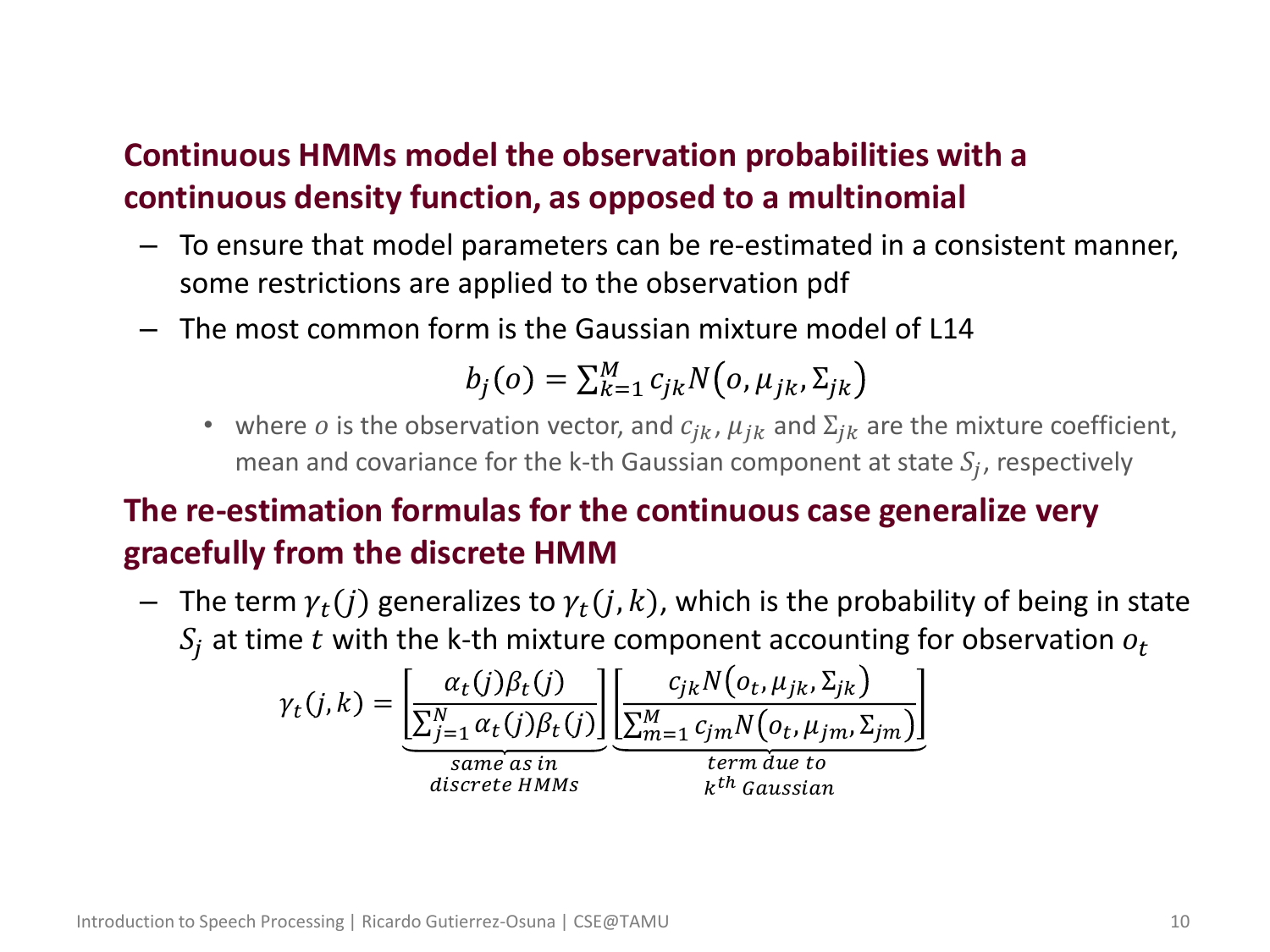**Continuous HMMs model the observation probabilities with a continuous density function, as opposed to a multinomial**

- To ensure that model parameters can be re-estimated in a consistent manner, some restrictions are applied to the observation pdf
- The most common form is the Gaussian mixture model of L14

$$b_j(o) = \sum_{k=1}^{M} c_{jk} N(o, \mu_{jk}, \Sigma_{jk})$$

  - where $o$ is the observation vector, and $c_{jk}$, $\mu_{jk}$ and $\Sigma_{jk}$ are the mixture coefficient, mean and covariance for the k-th Gaussian component at state $S_j$, respectively

**The re-estimation formulas for the continuous case generalize very gracefully from the discrete HMM**

- The term $\gamma_t(j)$ generalizes to $\gamma_t(j,k)$, which is the probability of being in state $S_j$ at time $t$ with the k-th mixture component accounting for observation $o_t$

$$\gamma_t(j,k) = \underbrace{\left[\frac{\alpha_t(j)\beta_t(j)}{\sum_{j=1}^{N} \alpha_t(j)\beta_t(j)}\right]}_{\substack{same\ as\ in \\ discrete\ HMMs}} \underbrace{\left[\frac{c_{jk} N(o_t, \mu_{jk}, \Sigma_{jk})}{\sum_{m=1}^{M} c_{jm} N(o_t, \mu_{jm}, \Sigma_{jm})}\right]}_{\substack{term\ due\ to \\ k^{th}\ Gaussian}}$$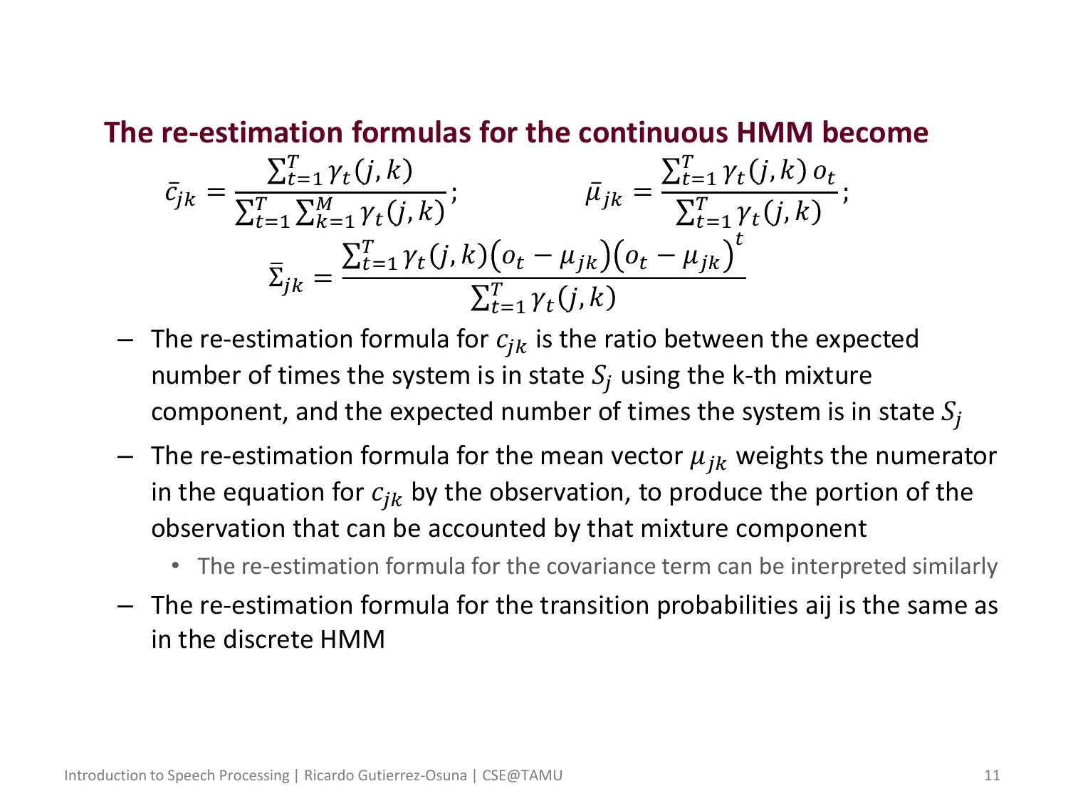**The re-estimation formulas for the continuous HMM become**

$$\bar{c}_{jk} = \frac{\sum_{t=1}^{T} \gamma_t(j,k)}{\sum_{t=1}^{T} \sum_{k=1}^{M} \gamma_t(j,k)}; \qquad \bar{\mu}_{jk} = \frac{\sum_{t=1}^{T} \gamma_t(j,k)\, o_t}{\sum_{t=1}^{T} \gamma_t(j,k)};$$

$$\bar{\Sigma}_{jk} = \frac{\sum_{t=1}^{T} \gamma_t(j,k)\left(o_t - \mu_{jk}\right)\left(o_t - \mu_{jk}\right)^t}{\sum_{t=1}^{T} \gamma_t(j,k)}$$

- The re-estimation formula for $c_{jk}$ is the ratio between the expected number of times the system is in state $S_j$ using the k-th mixture component, and the expected number of times the system is in state $S_j$
- The re-estimation formula for the mean vector $\mu_{jk}$ weights the numerator in the equation for $c_{jk}$ by the observation, to produce the portion of the observation that can be accounted by that mixture component
  - The re-estimation formula for the covariance term can be interpreted similarly
- The re-estimation formula for the transition probabilities aij is the same as in the discrete HMM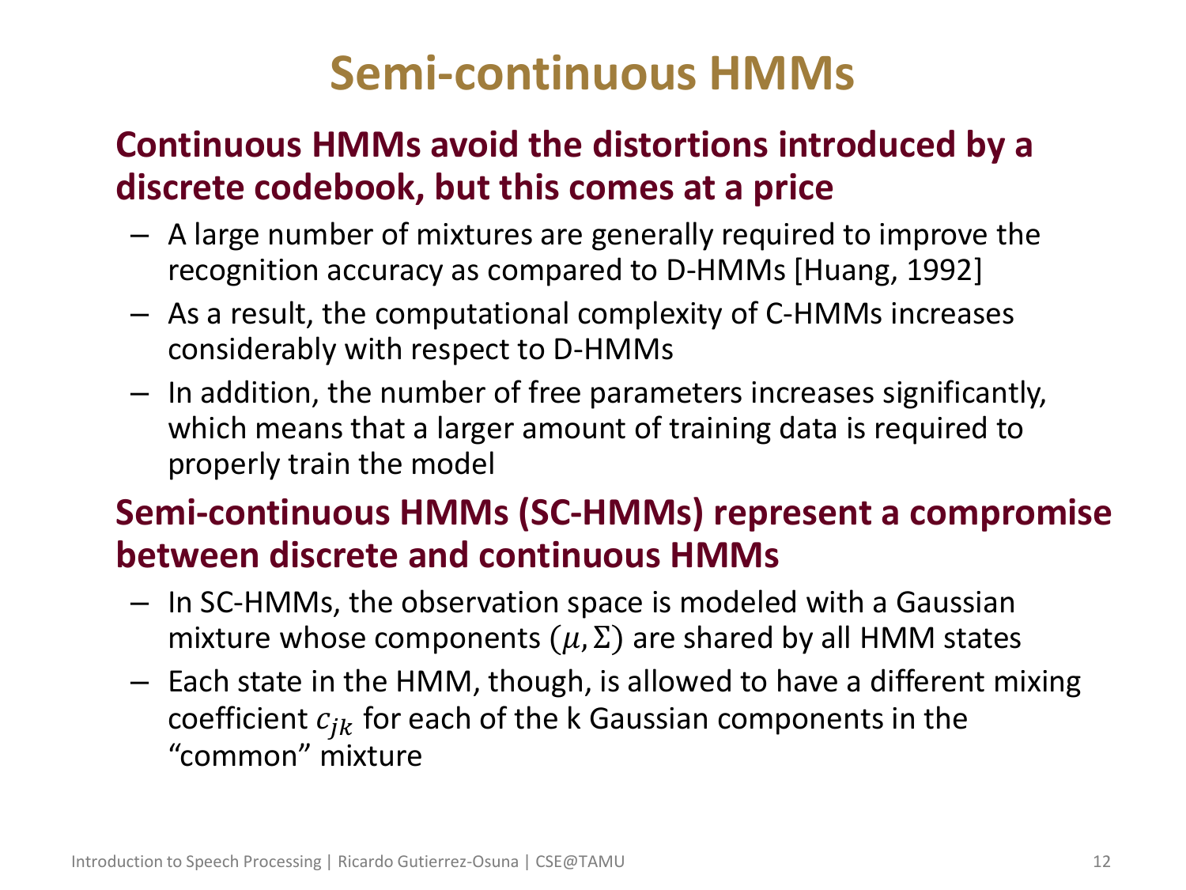# Semi-continuous HMMs

**Continuous HMMs avoid the distortions introduced by a discrete codebook, but this comes at a price**

- A large number of mixtures are generally required to improve the recognition accuracy as compared to D-HMMs [Huang, 1992]
- As a result, the computational complexity of C-HMMs increases considerably with respect to D-HMMs
- In addition, the number of free parameters increases significantly, which means that a larger amount of training data is required to properly train the model

**Semi-continuous HMMs (SC-HMMs) represent a compromise between discrete and continuous HMMs**

- In SC-HMMs, the observation space is modeled with a Gaussian mixture whose components $(\mu, \Sigma)$ are shared by all HMM states
- Each state in the HMM, though, is allowed to have a different mixing coefficient $c_{jk}$ for each of the k Gaussian components in the "common" mixture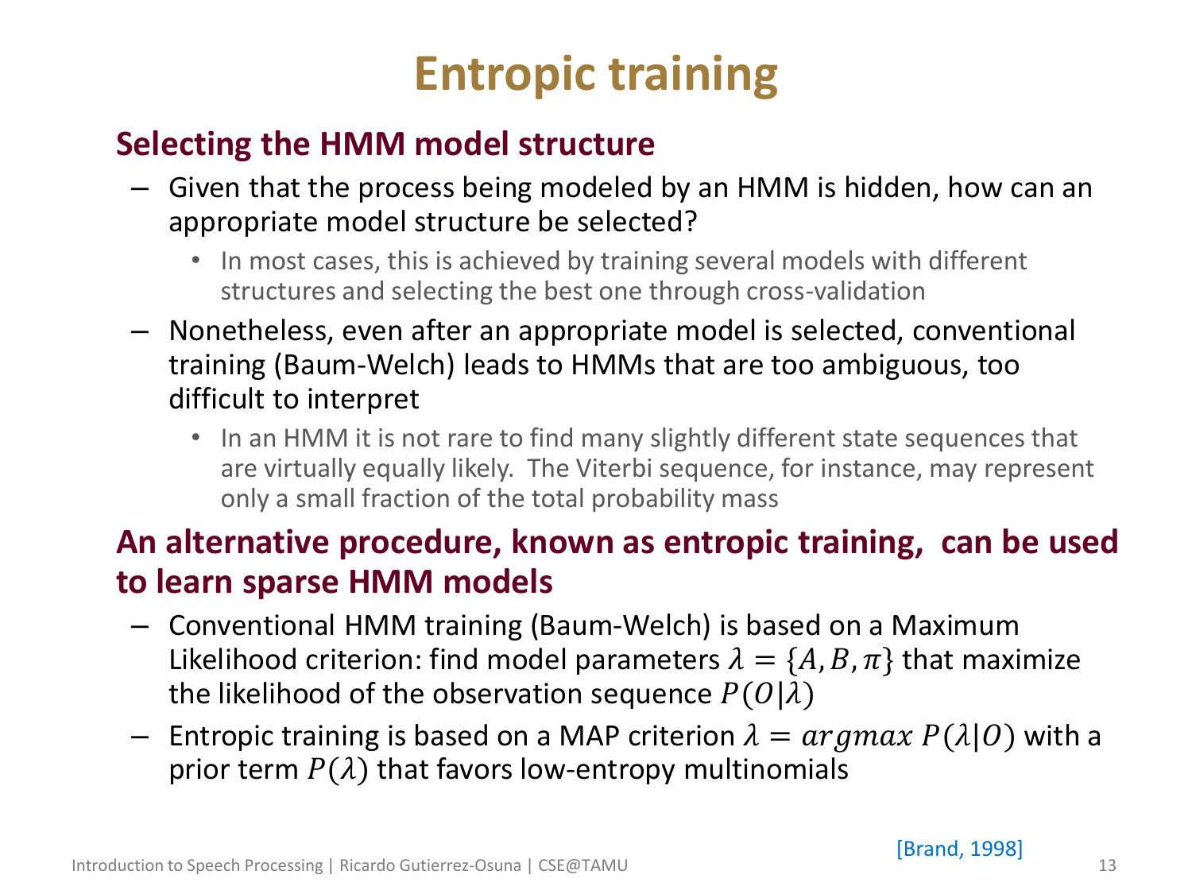# Entropic training

## Selecting the HMM model structure

- Given that the process being modeled by an HMM is hidden, how can an appropriate model structure be selected?
  - In most cases, this is achieved by training several models with different structures and selecting the best one through cross-validation
- Nonetheless, even after an appropriate model is selected, conventional training (Baum-Welch) leads to HMMs that are too ambiguous, too difficult to interpret
  - In an HMM it is not rare to find many slightly different state sequences that are virtually equally likely. The Viterbi sequence, for instance, may represent only a small fraction of the total probability mass

## An alternative procedure, known as entropic training, can be used to learn sparse HMM models

- Conventional HMM training (Baum-Welch) is based on a Maximum Likelihood criterion: find model parameters $\lambda = \{A, B, \pi\}$ that maximize the likelihood of the observation sequence $P(O|\lambda)$
- Entropic training is based on a MAP criterion $\lambda = argmax\ P(\lambda|O)$ with a prior term $P(\lambda)$ that favors low-entropy multinomials

[Brand, 1998]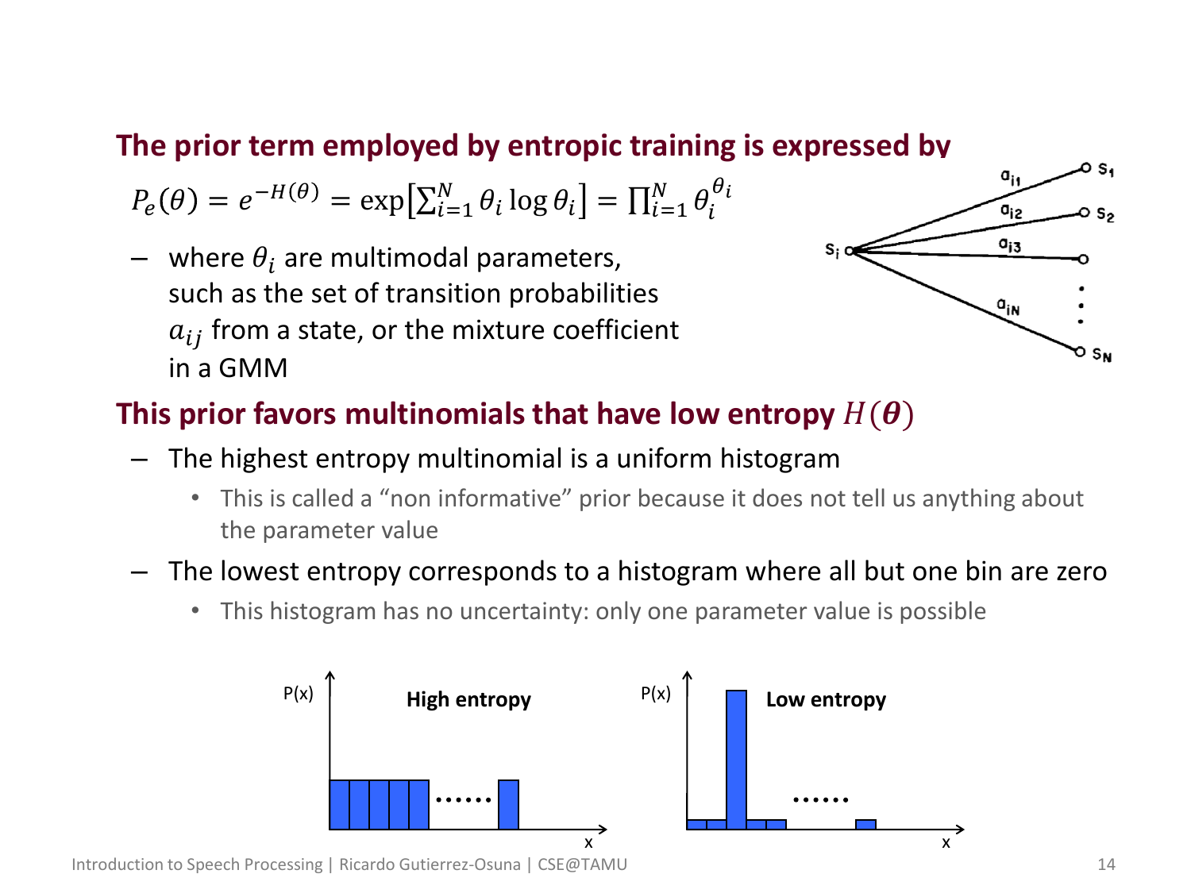**The prior term employed by entropic training is expressed by**

$$P_e(\theta) = e^{-H(\theta)} = \exp\left[\sum_{i=1}^{N} \theta_i \log \theta_i\right] = \prod_{i=1}^{N} \theta_i^{\theta_i}$$

- where $\theta_i$ are multimodal parameters, such as the set of transition probabilities $a_{ij}$ from a state, or the mixture coefficient in a GMM

**This prior favors multinomials that have low entropy $H(\boldsymbol{\theta})$**

- The highest entropy multinomial is a uniform histogram
  - This is called a "non informative" prior because it does not tell us anything about the parameter value
- The lowest entropy corresponds to a histogram where all but one bin are zero
  - This histogram has no uncertainty: only one parameter value is possible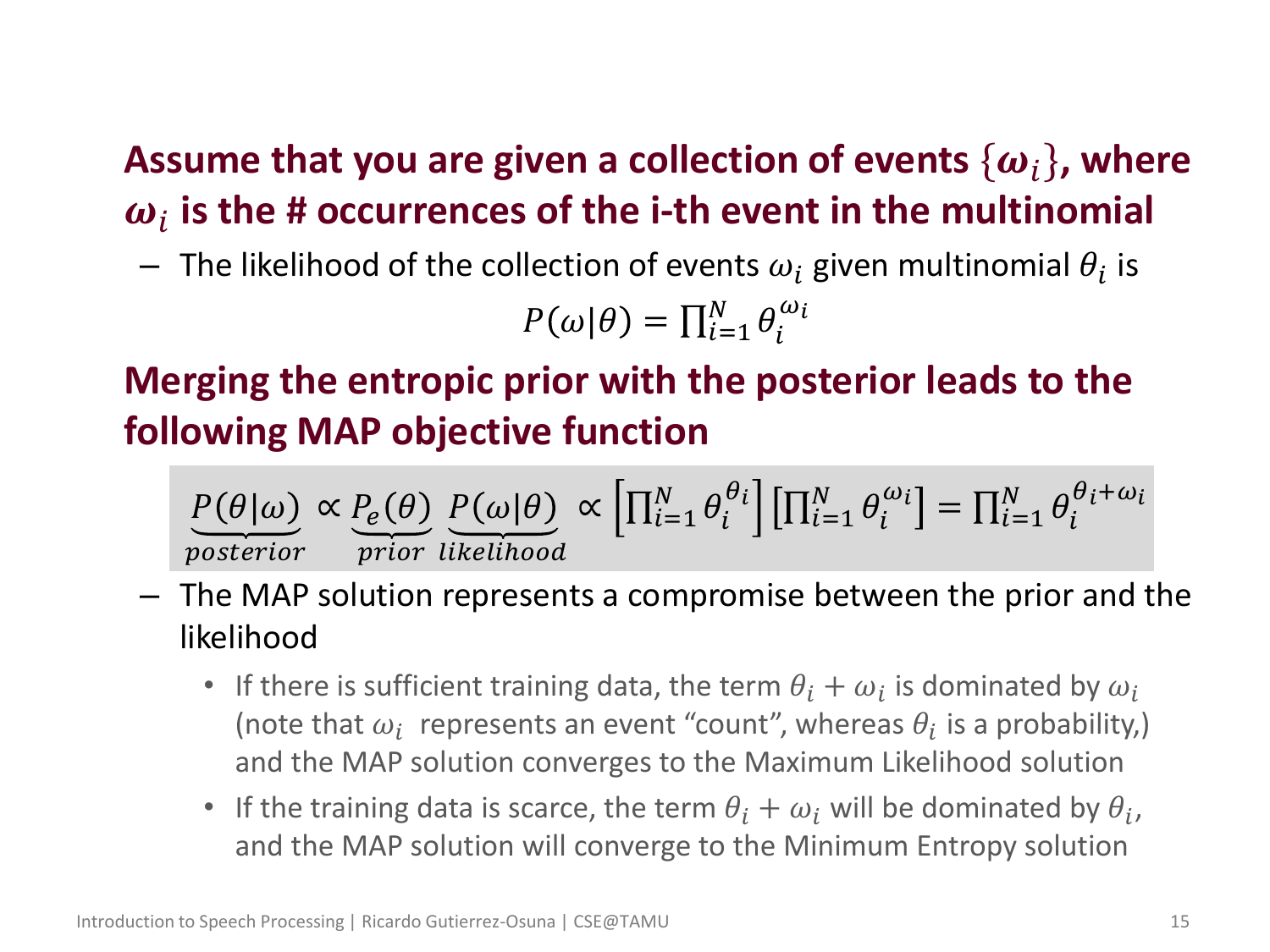**Assume that you are given a collection of events $\{\omega_i\}$, where $\omega_i$ is the # occurrences of the i-th event in the multinomial**

- The likelihood of the collection of events $\omega_i$ given multinomial $\theta_i$ is

$$P(\omega|\theta) = \prod_{i=1}^{N} \theta_i^{\omega_i}$$

**Merging the entropic prior with the posterior leads to the following MAP objective function**

$$\underbrace{P(\theta|\omega)}_{posterior} \propto \underbrace{P_e(\theta)}_{prior} \underbrace{P(\omega|\theta)}_{likelihood} \propto \left[\prod_{i=1}^{N} \theta_i^{\theta_i}\right]\left[\prod_{i=1}^{N} \theta_i^{\omega_i}\right] = \prod_{i=1}^{N} \theta_i^{\theta_i+\omega_i}$$

- The MAP solution represents a compromise between the prior and the likelihood
  - If there is sufficient training data, the term $\theta_i + \omega_i$ is dominated by $\omega_i$ (note that $\omega_i$ represents an event "count", whereas $\theta_i$ is a probability,) and the MAP solution converges to the Maximum Likelihood solution
  - If the training data is scarce, the term $\theta_i + \omega_i$ will be dominated by $\theta_i$, and the MAP solution will converge to the Minimum Entropy solution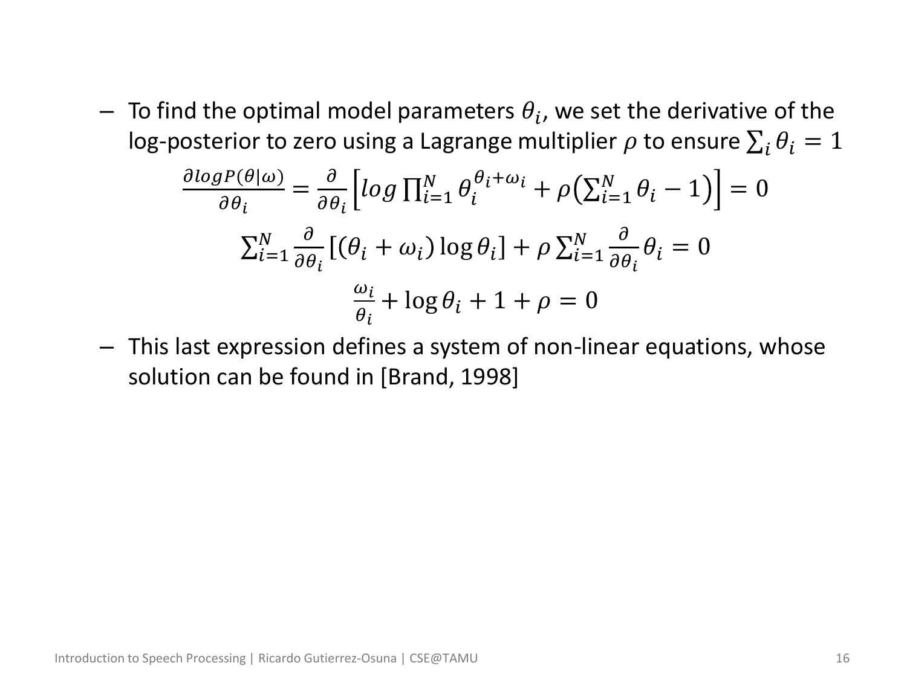- To find the optimal model parameters $\theta_i$, we set the derivative of the log-posterior to zero using a Lagrange multiplier $\rho$ to ensure $\sum_i \theta_i = 1$

$$\frac{\partial logP(\theta|\omega)}{\partial \theta_i} = \frac{\partial}{\partial \theta_i}\left[log \prod_{i=1}^{N} \theta_i^{\theta_i + \omega_i} + \rho\left(\sum_{i=1}^{N} \theta_i - 1\right)\right] = 0$$

$$\sum_{i=1}^{N} \frac{\partial}{\partial \theta_i}\left[(\theta_i + \omega_i)\log \theta_i\right] + \rho \sum_{i=1}^{N} \frac{\partial}{\partial \theta_i} \theta_i = 0$$

$$\frac{\omega_i}{\theta_i} + \log \theta_i + 1 + \rho = 0$$

- This last expression defines a system of non-linear equations, whose solution can be found in [Brand, 1998]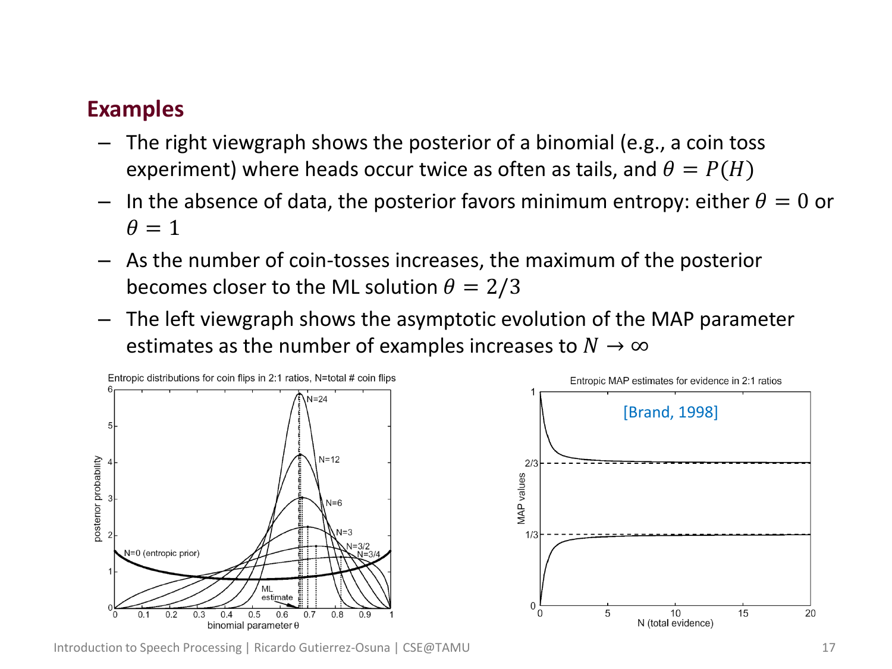## Examples

- The right viewgraph shows the posterior of a binomial (e.g., a coin toss experiment) where heads occur twice as often as tails, and $\theta = P(H)$
- In the absence of data, the posterior favors minimum entropy: either $\theta = 0$ or $\theta = 1$
- As the number of coin-tosses increases, the maximum of the posterior becomes closer to the ML solution $\theta = 2/3$
- The left viewgraph shows the asymptotic evolution of the MAP parameter estimates as the number of examples increases to $N \to \infty$

Entropic distributions for coin flips in 2:1 ratios, N=total # coin flips

Entropic MAP estimates for evidence in 2:1 ratios

[Brand, 1998]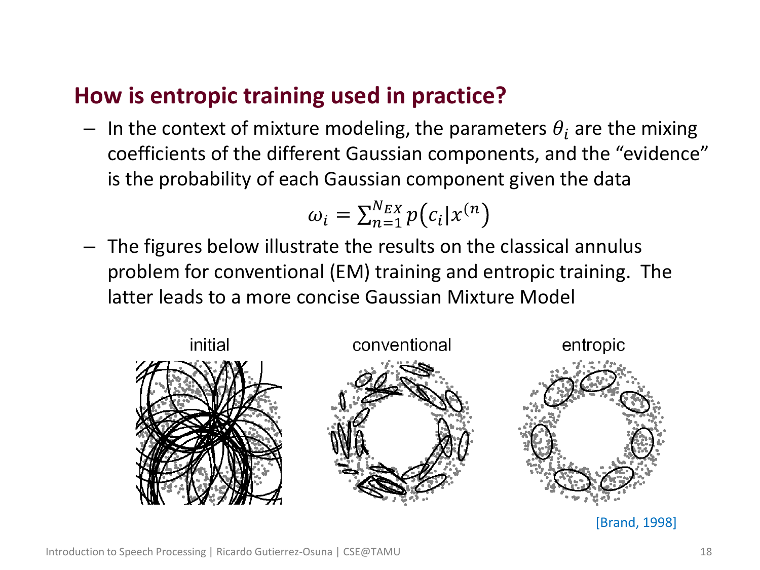## How is entropic training used in practice?

- In the context of mixture modeling, the parameters $\theta_i$ are the mixing coefficients of the different Gaussian components, and the "evidence" is the probability of each Gaussian component given the data

$$\omega_i = \sum_{n=1}^{N_{EX}} p\left(c_i | x^{(n)}\right)$$

- The figures below illustrate the results on the classical annulus problem for conventional (EM) training and entropic training. The latter leads to a more concise Gaussian Mixture Model

initial | conventional | entropic

[Brand, 1998]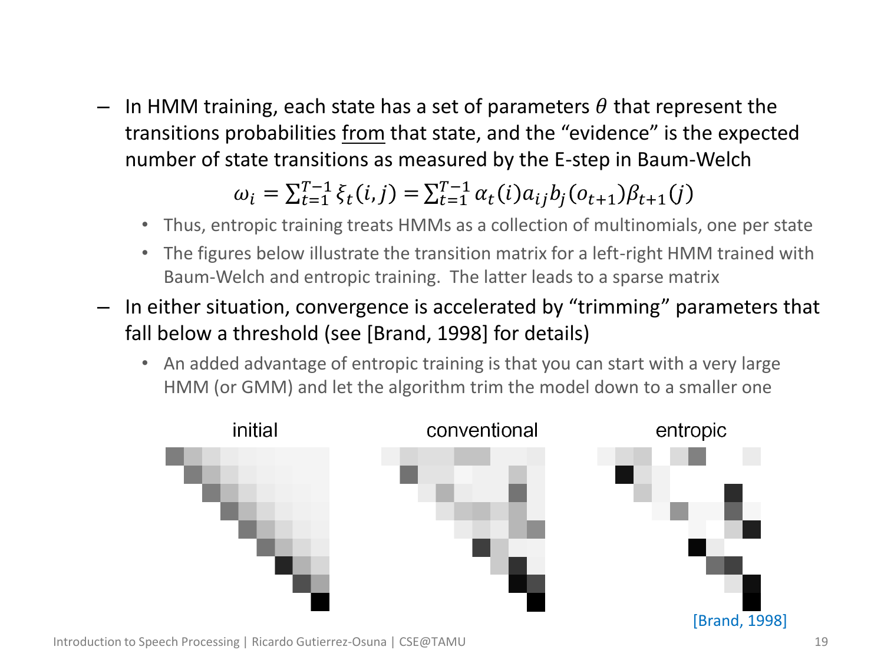- In HMM training, each state has a set of parameters $\theta$ that represent the transitions probabilities from that state, and the "evidence" is the expected number of state transitions as measured by the E-step in Baum-Welch

$$\omega_i = \sum_{t=1}^{T-1} \xi_t(i,j) = \sum_{t=1}^{T-1} \alpha_t(i) a_{ij} b_j(o_{t+1}) \beta_{t+1}(j)$$

  - Thus, entropic training treats HMMs as a collection of multinomials, one per state
  - The figures below illustrate the transition matrix for a left-right HMM trained with Baum-Welch and entropic training. The latter leads to a sparse matrix

- In either situation, convergence is accelerated by "trimming" parameters that fall below a threshold (see [Brand, 1998] for details)
  - An added advantage of entropic training is that you can start with a very large HMM (or GMM) and let the algorithm trim the model down to a smaller one

initial

conventional

entropic

[Brand, 1998]